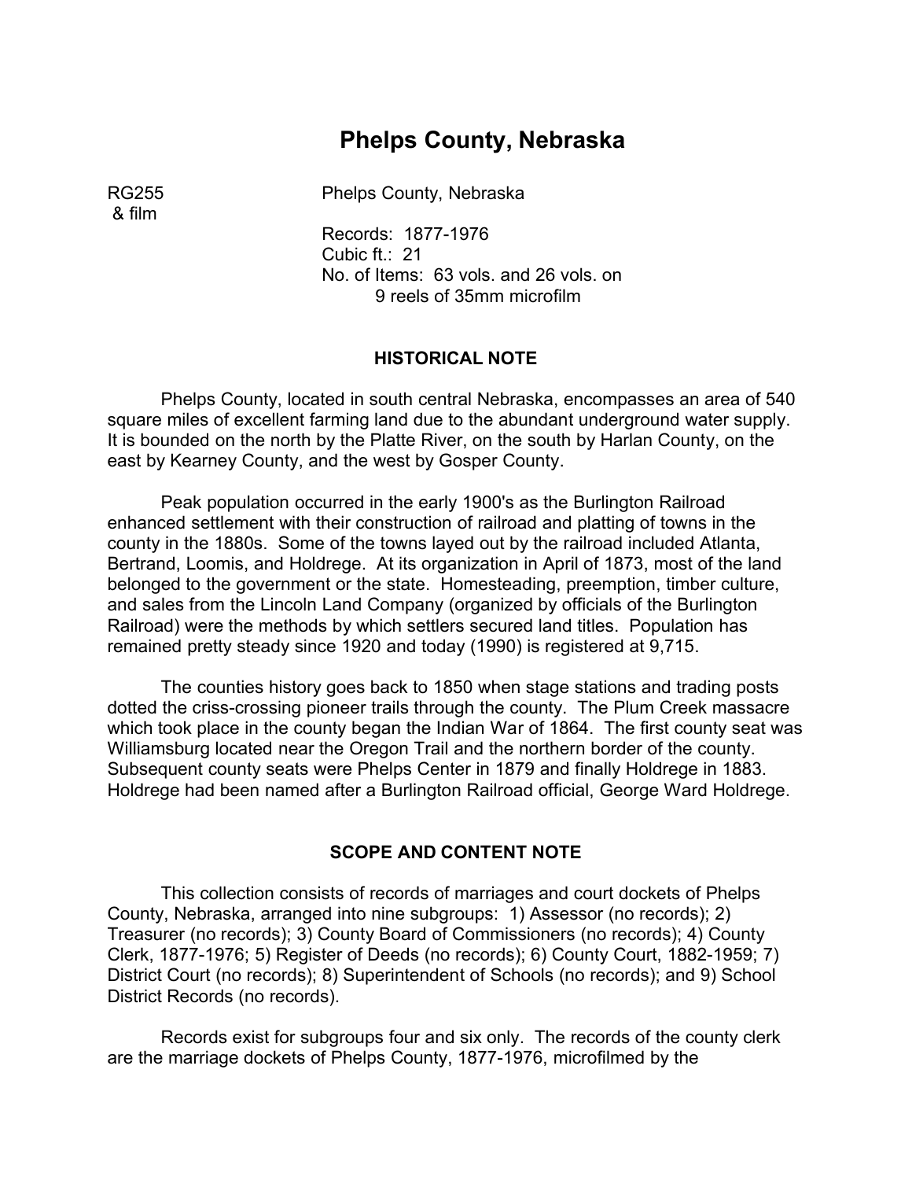# Phelps County, Nebraska

RG255 & film

Phelps County, Nebraska

Records: 1877-1976
Cubic ft.: 21
No. of Items: 63 vols. and 26 vols. on 9 reels of 35mm microfilm

## HISTORICAL NOTE

Phelps County, located in south central Nebraska, encompasses an area of 540 square miles of excellent farming land due to the abundant underground water supply. It is bounded on the north by the Platte River, on the south by Harlan County, on the east by Kearney County, and the west by Gosper County.

Peak population occurred in the early 1900's as the Burlington Railroad enhanced settlement with their construction of railroad and platting of towns in the county in the 1880s. Some of the towns layed out by the railroad included Atlanta, Bertrand, Loomis, and Holdrege. At its organization in April of 1873, most of the land belonged to the government or the state. Homesteading, preemption, timber culture, and sales from the Lincoln Land Company (organized by officials of the Burlington Railroad) were the methods by which settlers secured land titles. Population has remained pretty steady since 1920 and today (1990) is registered at 9,715.

The counties history goes back to 1850 when stage stations and trading posts dotted the criss-crossing pioneer trails through the county. The Plum Creek massacre which took place in the county began the Indian War of 1864. The first county seat was Williamsburg located near the Oregon Trail and the northern border of the county. Subsequent county seats were Phelps Center in 1879 and finally Holdrege in 1883. Holdrege had been named after a Burlington Railroad official, George Ward Holdrege.

## SCOPE AND CONTENT NOTE

This collection consists of records of marriages and court dockets of Phelps County, Nebraska, arranged into nine subgroups: 1) Assessor (no records); 2) Treasurer (no records); 3) County Board of Commissioners (no records); 4) County Clerk, 1877-1976; 5) Register of Deeds (no records); 6) County Court, 1882-1959; 7) District Court (no records); 8) Superintendent of Schools (no records); and 9) School District Records (no records).

Records exist for subgroups four and six only. The records of the county clerk are the marriage dockets of Phelps County, 1877-1976, microfilmed by the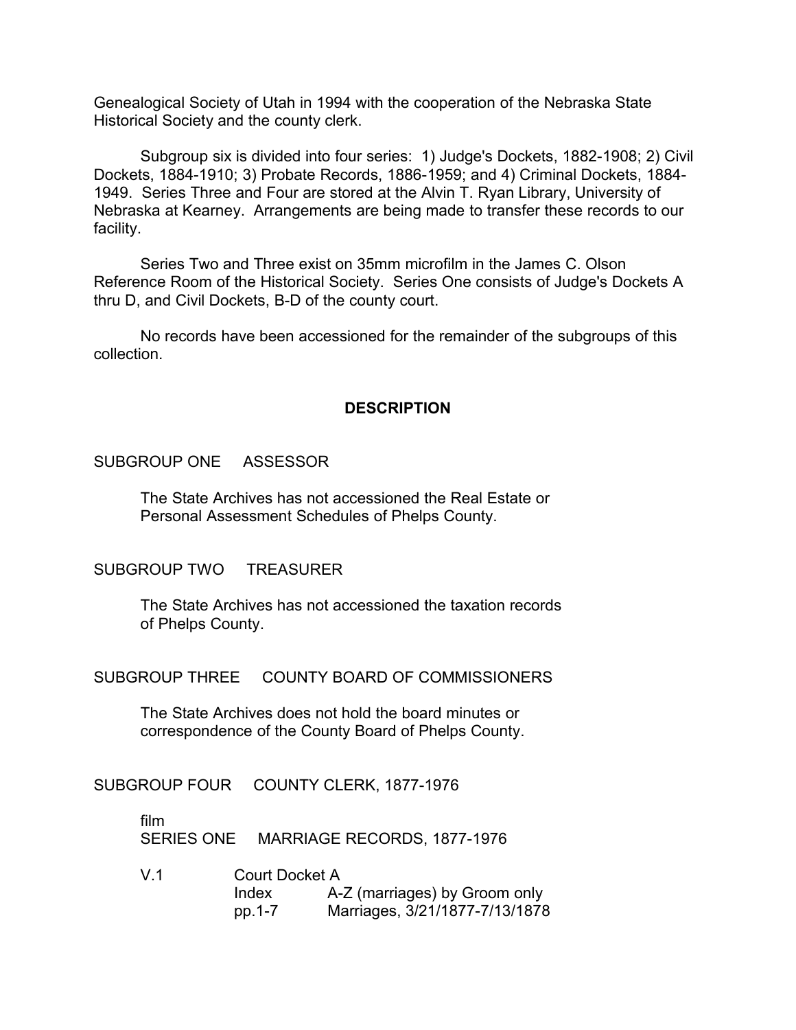Genealogical Society of Utah in 1994 with the cooperation of the Nebraska State Historical Society and the county clerk.

Subgroup six is divided into four series: 1) Judge's Dockets, 1882-1908; 2) Civil Dockets, 1884-1910; 3) Probate Records, 1886-1959; and 4) Criminal Dockets, 1884-1949. Series Three and Four are stored at the Alvin T. Ryan Library, University of Nebraska at Kearney. Arrangements are being made to transfer these records to our facility.

Series Two and Three exist on 35mm microfilm in the James C. Olson Reference Room of the Historical Society. Series One consists of Judge's Dockets A thru D, and Civil Dockets, B-D of the county court.

No records have been accessioned for the remainder of the subgroups of this collection.

## DESCRIPTION

### SUBGROUP ONE ASSESSOR

The State Archives has not accessioned the Real Estate or Personal Assessment Schedules of Phelps County.

### SUBGROUP TWO TREASURER

The State Archives has not accessioned the taxation records of Phelps County.

### SUBGROUP THREE COUNTY BOARD OF COMMISSIONERS

The State Archives does not hold the board minutes or correspondence of the County Board of Phelps County.

### SUBGROUP FOUR COUNTY CLERK, 1877-1976

film
SERIES ONE MARRIAGE RECORDS, 1877-1976

| | | |
|---|---|---|
| V.1 | Court Docket A | |
| | Index | A-Z (marriages) by Groom only |
| | pp.1-7 | Marriages, 3/21/1877-7/13/1878 |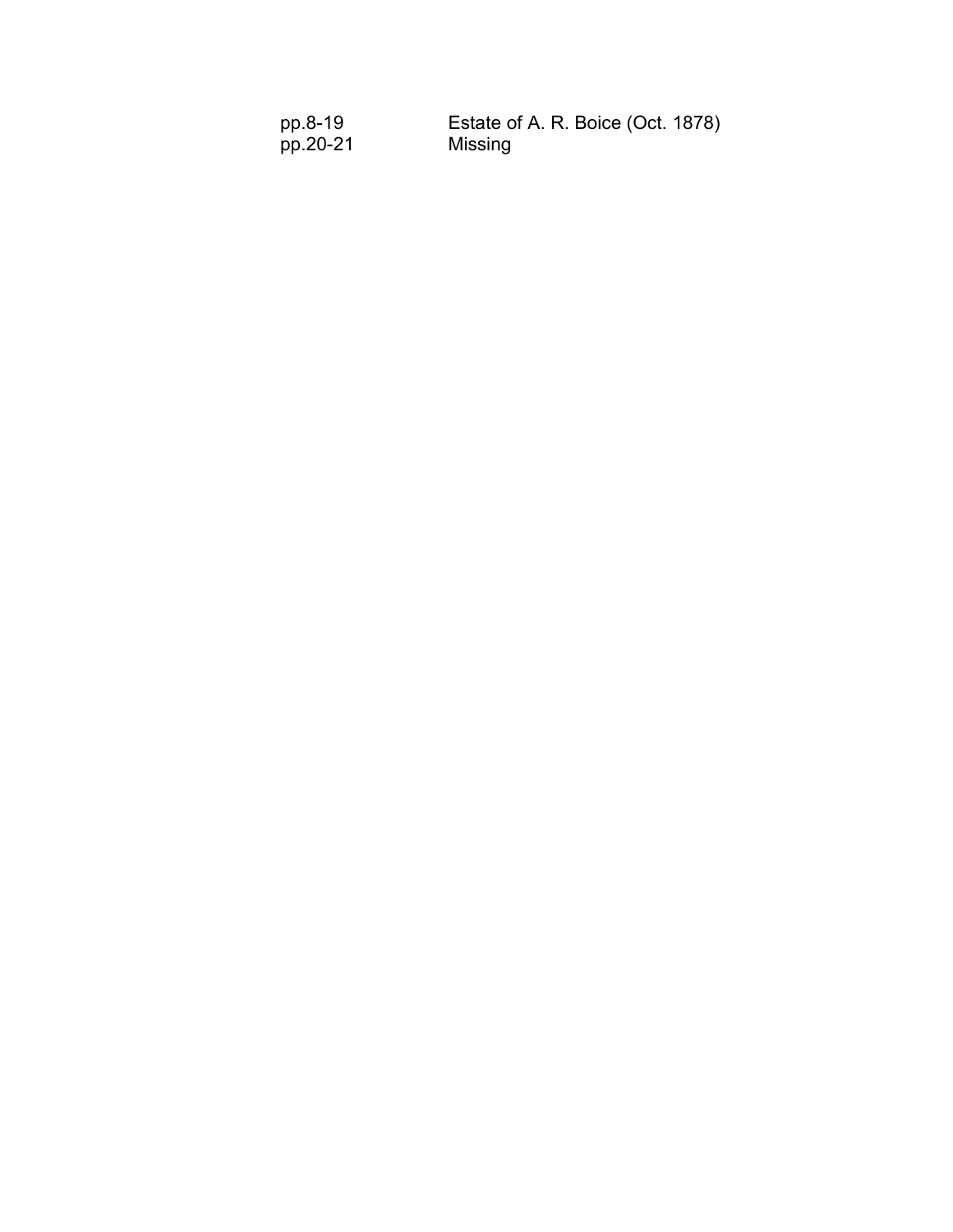| | |
|---|---|
| pp.8-19 | Estate of A. R. Boice (Oct. 1878) |
| pp.20-21 | Missing |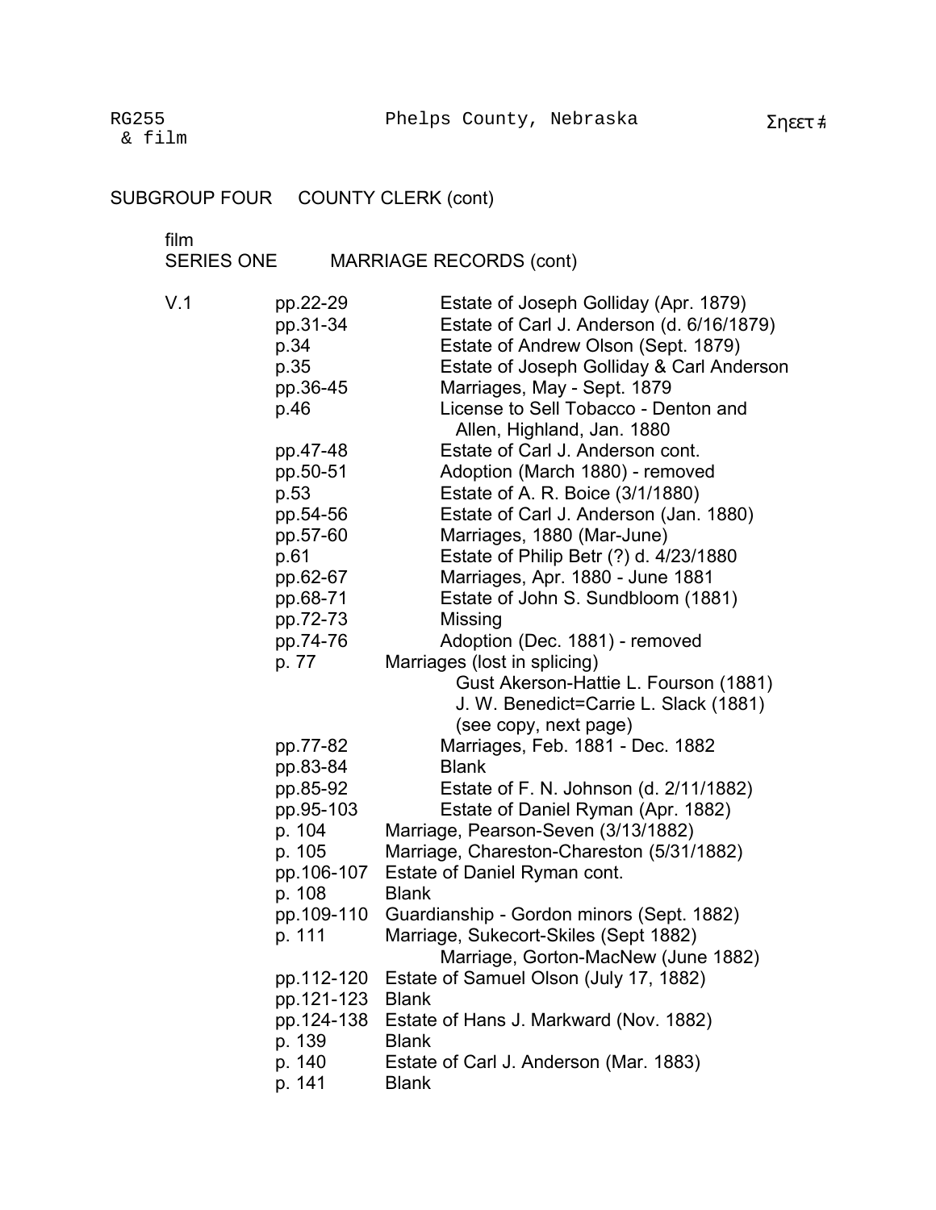RG255 & film — Phelps County, Nebraska — Σηεετ #

SUBGROUP FOUR COUNTY CLERK (cont)

film
SERIES ONE MARRIAGE RECORDS (cont)

| | | |
|---|---|---|
| V.1 | pp.22-29 | Estate of Joseph Golliday (Apr. 1879) |
| | pp.31-34 | Estate of Carl J. Anderson (d. 6/16/1879) |
| | p.34 | Estate of Andrew Olson (Sept. 1879) |
| | p.35 | Estate of Joseph Golliday & Carl Anderson |
| | pp.36-45 | Marriages, May - Sept. 1879 |
| | p.46 | License to Sell Tobacco - Denton and Allen, Highland, Jan. 1880 |
| | pp.47-48 | Estate of Carl J. Anderson cont. |
| | pp.50-51 | Adoption (March 1880) - removed |
| | p.53 | Estate of A. R. Boice (3/1/1880) |
| | pp.54-56 | Estate of Carl J. Anderson (Jan. 1880) |
| | pp.57-60 | Marriages, 1880 (Mar-June) |
| | p.61 | Estate of Philip Betr (?) d. 4/23/1880 |
| | pp.62-67 | Marriages, Apr. 1880 - June 1881 |
| | pp.68-71 | Estate of John S. Sundbloom (1881) |
| | pp.72-73 | Missing |
| | pp.74-76 | Adoption (Dec. 1881) - removed |
| | p. 77 | Marriages (lost in splicing)<br>Gust Akerson-Hattie L. Fourson (1881)<br>J. W. Benedict=Carrie L. Slack (1881)<br>(see copy, next page) |
| | pp.77-82 | Marriages, Feb. 1881 - Dec. 1882 |
| | pp.83-84 | Blank |
| | pp.85-92 | Estate of F. N. Johnson (d. 2/11/1882) |
| | pp.95-103 | Estate of Daniel Ryman (Apr. 1882) |
| | p. 104 | Marriage, Pearson-Seven (3/13/1882) |
| | p. 105 | Marriage, Chareston-Chareston (5/31/1882) |
| | pp.106-107 | Estate of Daniel Ryman cont. |
| | p. 108 | Blank |
| | pp.109-110 | Guardianship - Gordon minors (Sept. 1882) |
| | p. 111 | Marriage, Sukecort-Skiles (Sept 1882)<br>Marriage, Gorton-MacNew (June 1882) |
| | pp.112-120 | Estate of Samuel Olson (July 17, 1882) |
| | pp.121-123 | Blank |
| | pp.124-138 | Estate of Hans J. Markward (Nov. 1882) |
| | p. 139 | Blank |
| | p. 140 | Estate of Carl J. Anderson (Mar. 1883) |
| | p. 141 | Blank |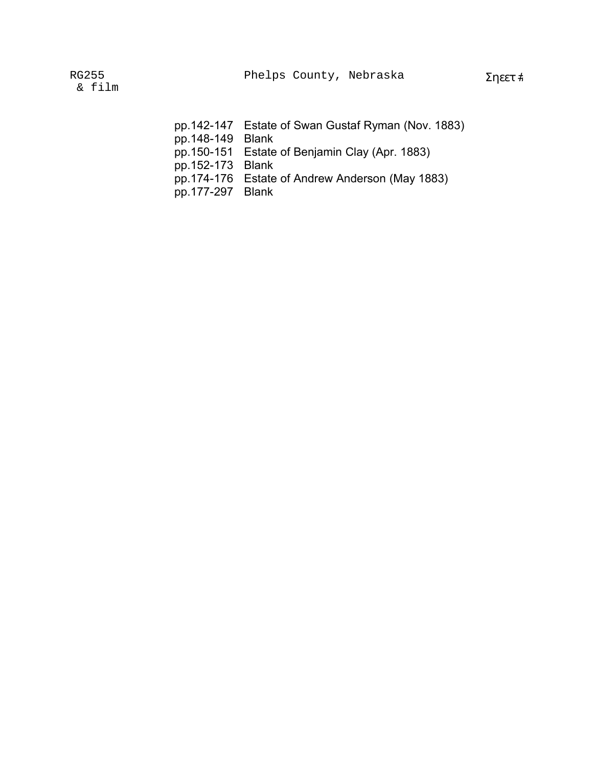pp.142-147 Estate of Swan Gustaf Ryman (Nov. 1883)
pp.148-149 Blank
pp.150-151 Estate of Benjamin Clay (Apr. 1883)
pp.152-173 Blank
pp.174-176 Estate of Andrew Anderson (May 1883)
pp.177-297 Blank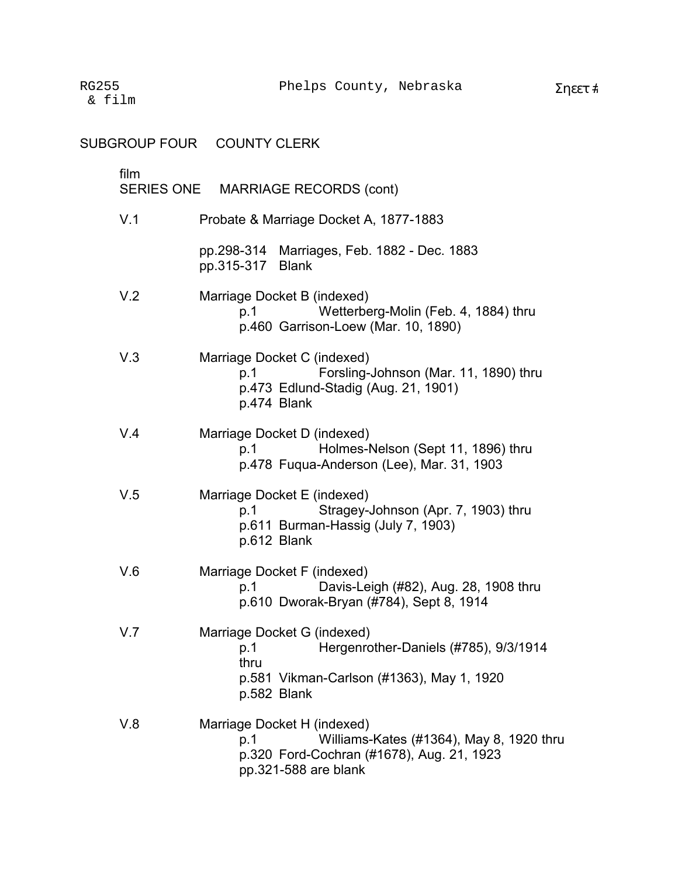RG255 & film — Phelps County, Nebraska

## SUBGROUP FOUR COUNTY CLERK

film
### SERIES ONE MARRIAGE RECORDS (cont)

V.1 Probate & Marriage Docket A, 1877-1883

pp.298-314 Marriages, Feb. 1882 - Dec. 1883
pp.315-317 Blank

V.2 Marriage Docket B (indexed)
p.1 Wetterberg-Molin (Feb. 4, 1884) thru
p.460 Garrison-Loew (Mar. 10, 1890)

V.3 Marriage Docket C (indexed)
p.1 Forsling-Johnson (Mar. 11, 1890) thru
p.473 Edlund-Stadig (Aug. 21, 1901)
p.474 Blank

V.4 Marriage Docket D (indexed)
p.1 Holmes-Nelson (Sept 11, 1896) thru
p.478 Fuqua-Anderson (Lee), Mar. 31, 1903

V.5 Marriage Docket E (indexed)
p.1 Stragey-Johnson (Apr. 7, 1903) thru
p.611 Burman-Hassig (July 7, 1903)
p.612 Blank

V.6 Marriage Docket F (indexed)
p.1 Davis-Leigh (#82), Aug. 28, 1908 thru
p.610 Dworak-Bryan (#784), Sept 8, 1914

V.7 Marriage Docket G (indexed)
p.1 Hergenrother-Daniels (#785), 9/3/1914 thru
p.581 Vikman-Carlson (#1363), May 1, 1920
p.582 Blank

V.8 Marriage Docket H (indexed)
p.1 Williams-Kates (#1364), May 8, 1920 thru
p.320 Ford-Cochran (#1678), Aug. 21, 1923
pp.321-588 are blank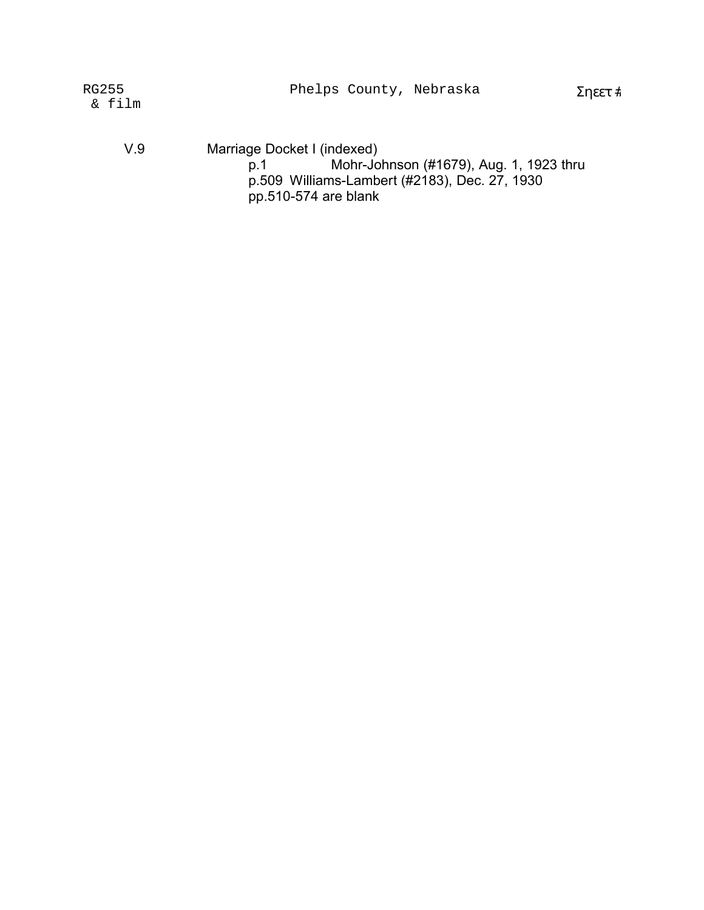RG255 & film — Phelps County, Nebraska — Σηεετ #

V.9 Marriage Docket I (indexed)

p.1 Mohr-Johnson (#1679), Aug. 1, 1923 thru
p.509 Williams-Lambert (#2183), Dec. 27, 1930
pp.510-574 are blank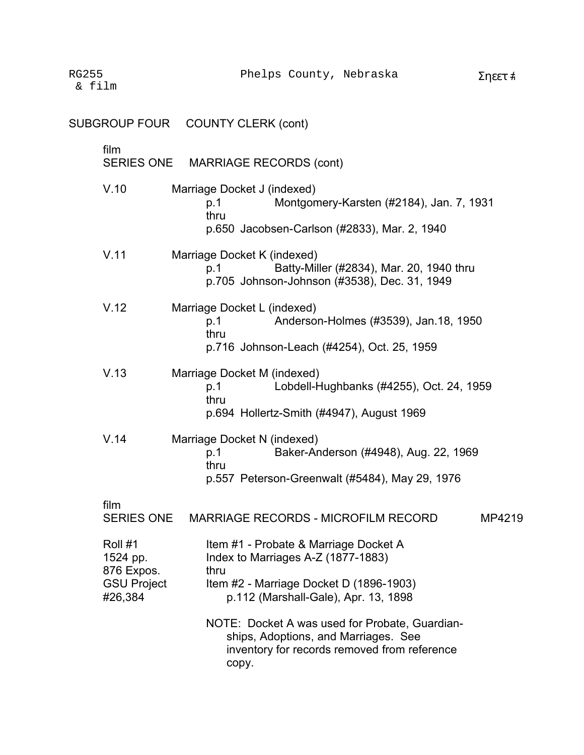RG255 & film — Phelps County, Nebraska

SUBGROUP FOUR COUNTY CLERK (cont)

film
SERIES ONE MARRIAGE RECORDS (cont)

V.10 Marriage Docket J (indexed)
p.1 Montgomery-Karsten (#2184), Jan. 7, 1931
thru
p.650 Jacobsen-Carlson (#2833), Mar. 2, 1940

V.11 Marriage Docket K (indexed)
p.1 Batty-Miller (#2834), Mar. 20, 1940 thru
p.705 Johnson-Johnson (#3538), Dec. 31, 1949

V.12 Marriage Docket L (indexed)
p.1 Anderson-Holmes (#3539), Jan.18, 1950
thru
p.716 Johnson-Leach (#4254), Oct. 25, 1959

V.13 Marriage Docket M (indexed)
p.1 Lobdell-Hughbanks (#4255), Oct. 24, 1959
thru
p.694 Hollertz-Smith (#4947), August 1969

V.14 Marriage Docket N (indexed)
p.1 Baker-Anderson (#4948), Aug. 22, 1969
thru
p.557 Peterson-Greenwalt (#5484), May 29, 1976

film
SERIES ONE MARRIAGE RECORDS - MICROFILM RECORD MP4219

Roll #1
1524 pp.
876 Expos.
GSU Project
#26,384

Item #1 - Probate & Marriage Docket A
Index to Marriages A-Z (1877-1883)
thru
Item #2 - Marriage Docket D (1896-1903)
p.112 (Marshall-Gale), Apr. 13, 1898

NOTE: Docket A was used for Probate, Guardianships, Adoptions, and Marriages. See inventory for records removed from reference copy.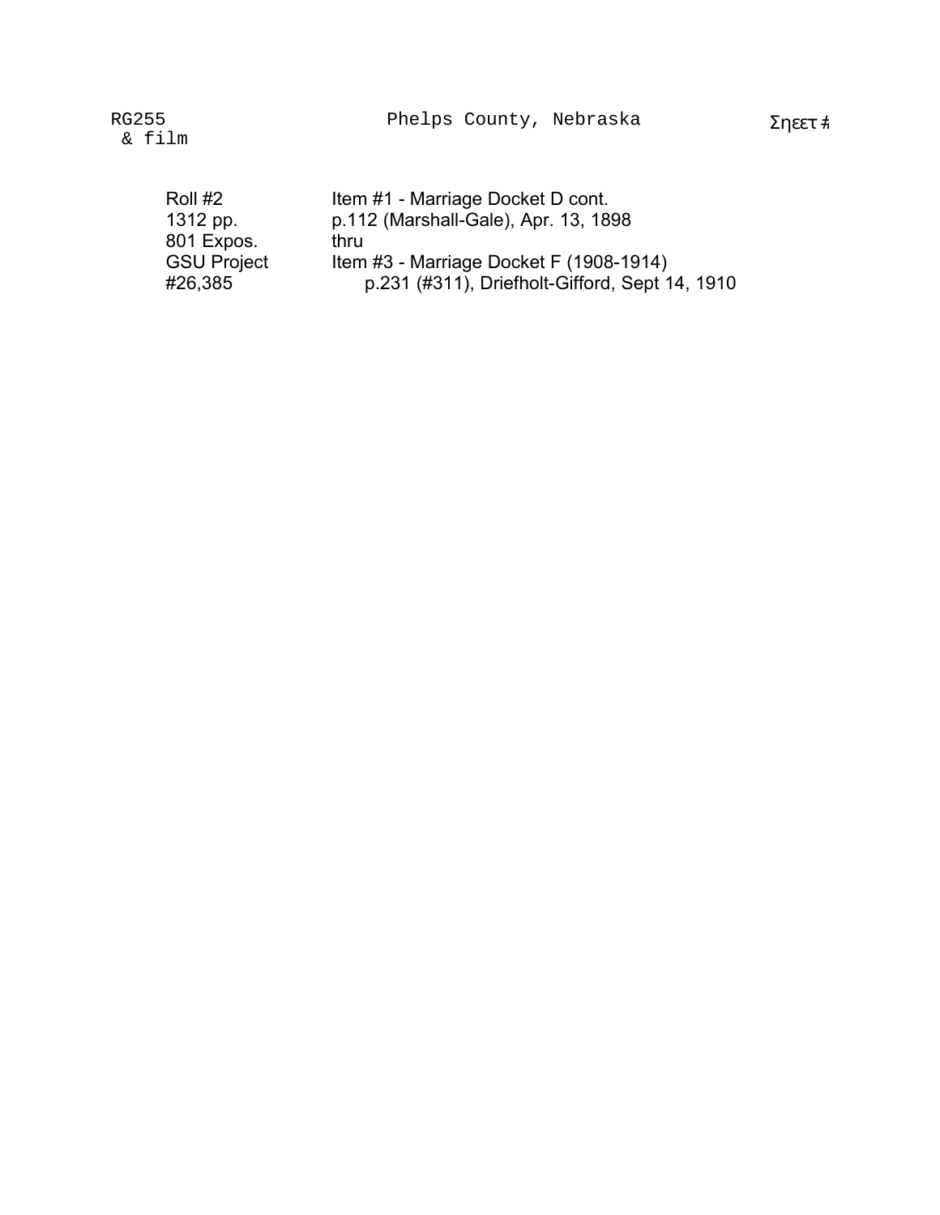RG255 & film    Phelps County, Nebraska    Σηεετ #

| | |
|---|---|
| Roll #2 | Item #1 - Marriage Docket D cont. |
| 1312 pp. | p.112 (Marshall-Gale), Apr. 13, 1898 |
| 801 Expos. | thru |
| GSU Project | Item #3 - Marriage Docket F (1908-1914) |
| #26,385 | p.231 (#311), Driefholt-Gifford, Sept 14, 1910 |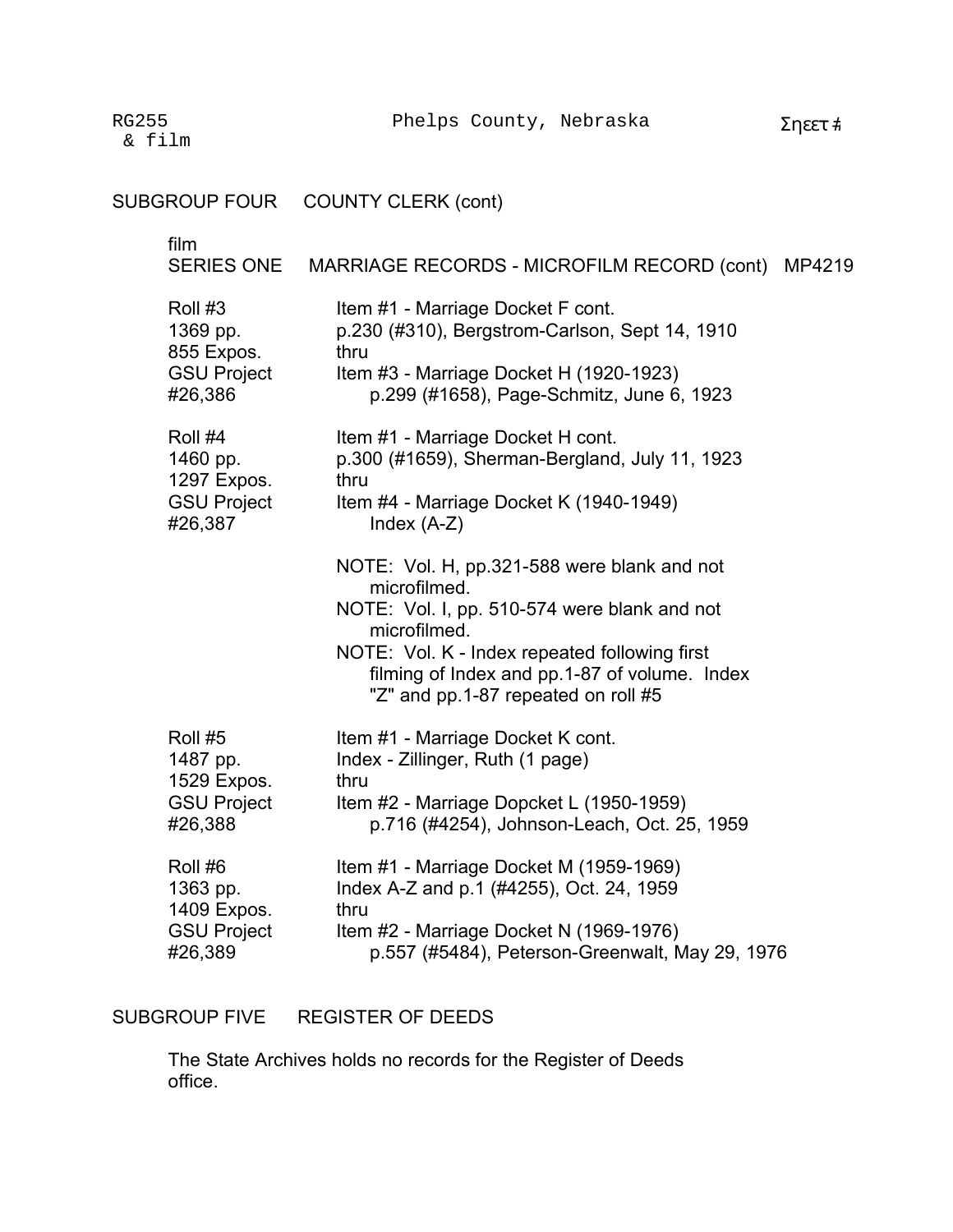RG255 & film — Phelps County, Nebraska

## SUBGROUP FOUR COUNTY CLERK (cont)

film
### SERIES ONE MARRIAGE RECORDS - MICROFILM RECORD (cont) MP4219

| | |
|---|---|
| Roll #3<br>1369 pp.<br>855 Expos.<br>GSU Project<br>#26,386 | Item #1 - Marriage Docket F cont.<br>p.230 (#310), Bergstrom-Carlson, Sept 14, 1910<br>thru<br>Item #3 - Marriage Docket H (1920-1923)<br>p.299 (#1658), Page-Schmitz, June 6, 1923 |
| Roll #4<br>1460 pp.<br>1297 Expos.<br>GSU Project<br>#26,387 | Item #1 - Marriage Docket H cont.<br>p.300 (#1659), Sherman-Bergland, July 11, 1923<br>thru<br>Item #4 - Marriage Docket K (1940-1949)<br>Index (A-Z)<br><br>NOTE: Vol. H, pp.321-588 were blank and not microfilmed.<br>NOTE: Vol. I, pp. 510-574 were blank and not microfilmed.<br>NOTE: Vol. K - Index repeated following first filming of Index and pp.1-87 of volume. Index "Z" and pp.1-87 repeated on roll #5 |
| Roll #5<br>1487 pp.<br>1529 Expos.<br>GSU Project<br>#26,388 | Item #1 - Marriage Docket K cont.<br>Index - Zillinger, Ruth (1 page)<br>thru<br>Item #2 - Marriage Dopcket L (1950-1959)<br>p.716 (#4254), Johnson-Leach, Oct. 25, 1959 |
| Roll #6<br>1363 pp.<br>1409 Expos.<br>GSU Project<br>#26,389 | Item #1 - Marriage Docket M (1959-1969)<br>Index A-Z and p.1 (#4255), Oct. 24, 1959<br>thru<br>Item #2 - Marriage Docket N (1969-1976)<br>p.557 (#5484), Peterson-Greenwalt, May 29, 1976 |

## SUBGROUP FIVE REGISTER OF DEEDS

The State Archives holds no records for the Register of Deeds office.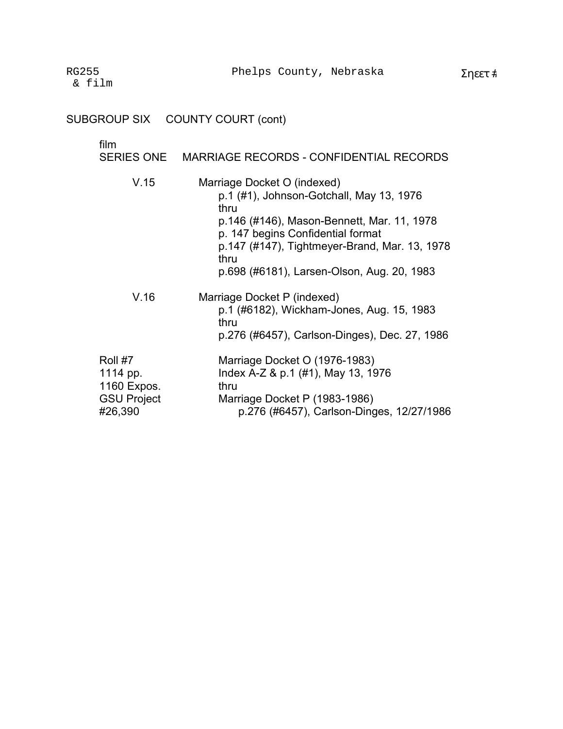SUBGROUP SIX COUNTY COURT (cont)

film
SERIES ONE MARRIAGE RECORDS - CONFIDENTIAL RECORDS

V.15 Marriage Docket O (indexed)
p.1 (#1), Johnson-Gotchall, May 13, 1976
thru
p.146 (#146), Mason-Bennett, Mar. 11, 1978
p. 147 begins Confidential format
p.147 (#147), Tightmeyer-Brand, Mar. 13, 1978
thru
p.698 (#6181), Larsen-Olson, Aug. 20, 1983

V.16 Marriage Docket P (indexed)
p.1 (#6182), Wickham-Jones, Aug. 15, 1983
thru
p.276 (#6457), Carlson-Dinges), Dec. 27, 1986

| | |
|---|---|
| Roll #7 | Marriage Docket O (1976-1983) |
| 1114 pp. | Index A-Z & p.1 (#1), May 13, 1976 |
| 1160 Expos. | thru |
| GSU Project | Marriage Docket P (1983-1986) |
| #26,390 | p.276 (#6457), Carlson-Dinges, 12/27/1986 |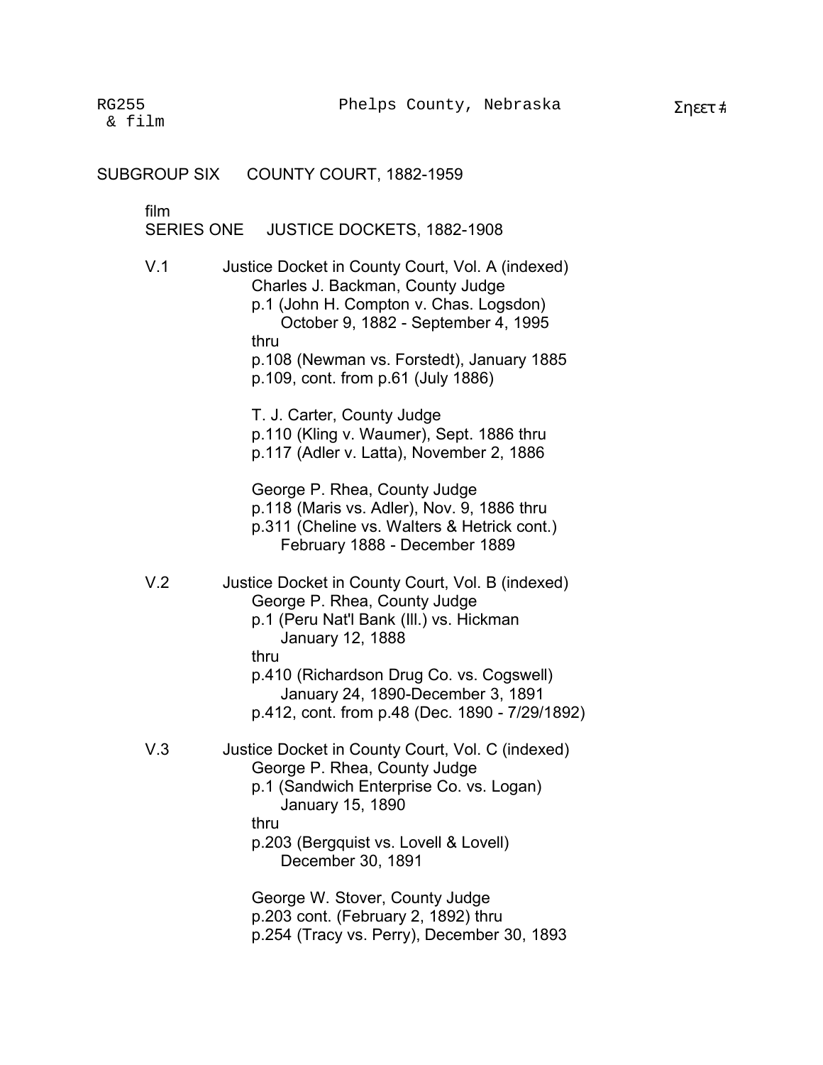RG255 & film — Phelps County, Nebraska — Σηεετ #

## SUBGROUP SIX COUNTY COURT, 1882-1959

film

### SERIES ONE JUSTICE DOCKETS, 1882-1908

V.1 Justice Docket in County Court, Vol. A (indexed)
- Charles J. Backman, County Judge
  - p.1 (John H. Compton v. Chas. Logsdon)
    - October 9, 1882 - September 4, 1995
  - thru
  - p.108 (Newman vs. Forstedt), January 1885
  - p.109, cont. from p.61 (July 1886)
- T. J. Carter, County Judge
  - p.110 (Kling v. Waumer), Sept. 1886 thru
  - p.117 (Adler v. Latta), November 2, 1886
- George P. Rhea, County Judge
  - p.118 (Maris vs. Adler), Nov. 9, 1886 thru
  - p.311 (Cheline vs. Walters & Hetrick cont.)
    - February 1888 - December 1889

V.2 Justice Docket in County Court, Vol. B (indexed)
- George P. Rhea, County Judge
  - p.1 (Peru Nat'l Bank (Ill.) vs. Hickman
    - January 12, 1888
  - thru
  - p.410 (Richardson Drug Co. vs. Cogswell)
    - January 24, 1890-December 3, 1891
  - p.412, cont. from p.48 (Dec. 1890 - 7/29/1892)

V.3 Justice Docket in County Court, Vol. C (indexed)
- George P. Rhea, County Judge
  - p.1 (Sandwich Enterprise Co. vs. Logan)
    - January 15, 1890
  - thru
  - p.203 (Bergquist vs. Lovell & Lovell)
    - December 30, 1891
- George W. Stover, County Judge
  - p.203 cont. (February 2, 1892) thru
  - p.254 (Tracy vs. Perry), December 30, 1893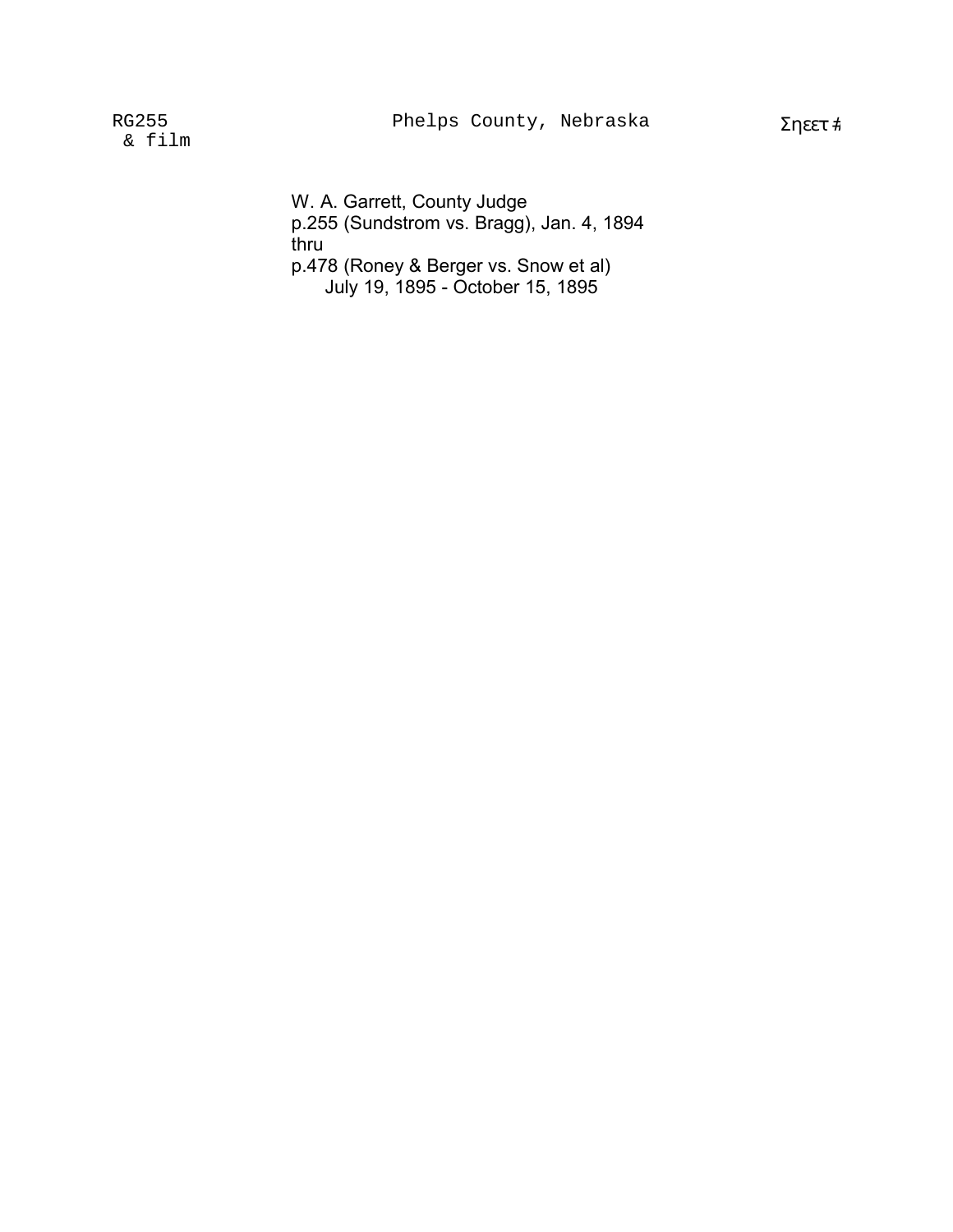W. A. Garrett, County Judge
p.255 (Sundstrom vs. Bragg), Jan. 4, 1894
thru
p.478 (Roney & Berger vs. Snow et al)
July 19, 1895 - October 15, 1895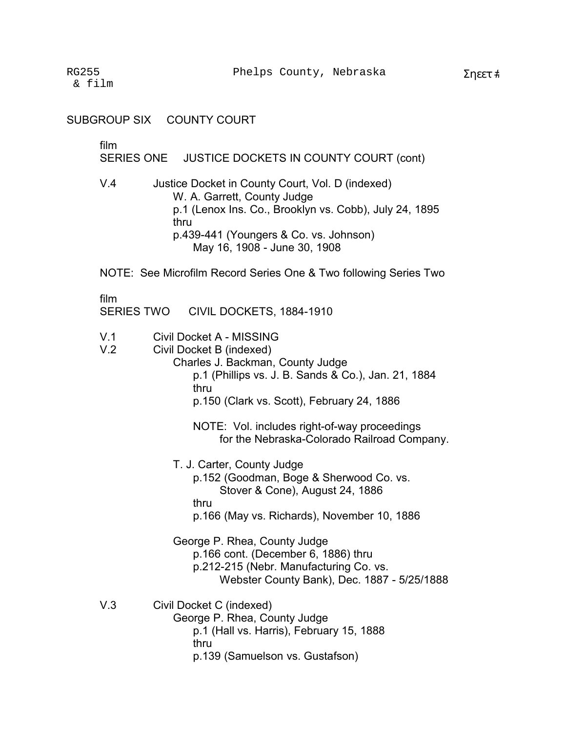RG255 & film — Phelps County, Nebraska

## SUBGROUP SIX COUNTY COURT

film
### SERIES ONE JUSTICE DOCKETS IN COUNTY COURT (cont)

V.4 Justice Docket in County Court, Vol. D (indexed)
- W. A. Garrett, County Judge
  - p.1 (Lenox Ins. Co., Brooklyn vs. Cobb), July 24, 1895
  - thru
  - p.439-441 (Youngers & Co. vs. Johnson)
    - May 16, 1908 - June 30, 1908

NOTE: See Microfilm Record Series One & Two following Series Two

film
### SERIES TWO CIVIL DOCKETS, 1884-1910

V.1 Civil Docket A - MISSING

V.2 Civil Docket B (indexed)
- Charles J. Backman, County Judge
  - p.1 (Phillips vs. J. B. Sands & Co.), Jan. 21, 1884
  - thru
  - p.150 (Clark vs. Scott), February 24, 1886

  NOTE: Vol. includes right-of-way proceedings for the Nebraska-Colorado Railroad Company.

- T. J. Carter, County Judge
  - p.152 (Goodman, Boge & Sherwood Co. vs. Stover & Cone), August 24, 1886
  - thru
  - p.166 (May vs. Richards), November 10, 1886

- George P. Rhea, County Judge
  - p.166 cont. (December 6, 1886) thru
  - p.212-215 (Nebr. Manufacturing Co. vs. Webster County Bank), Dec. 1887 - 5/25/1888

V.3 Civil Docket C (indexed)
- George P. Rhea, County Judge
  - p.1 (Hall vs. Harris), February 15, 1888
  - thru
  - p.139 (Samuelson vs. Gustafson)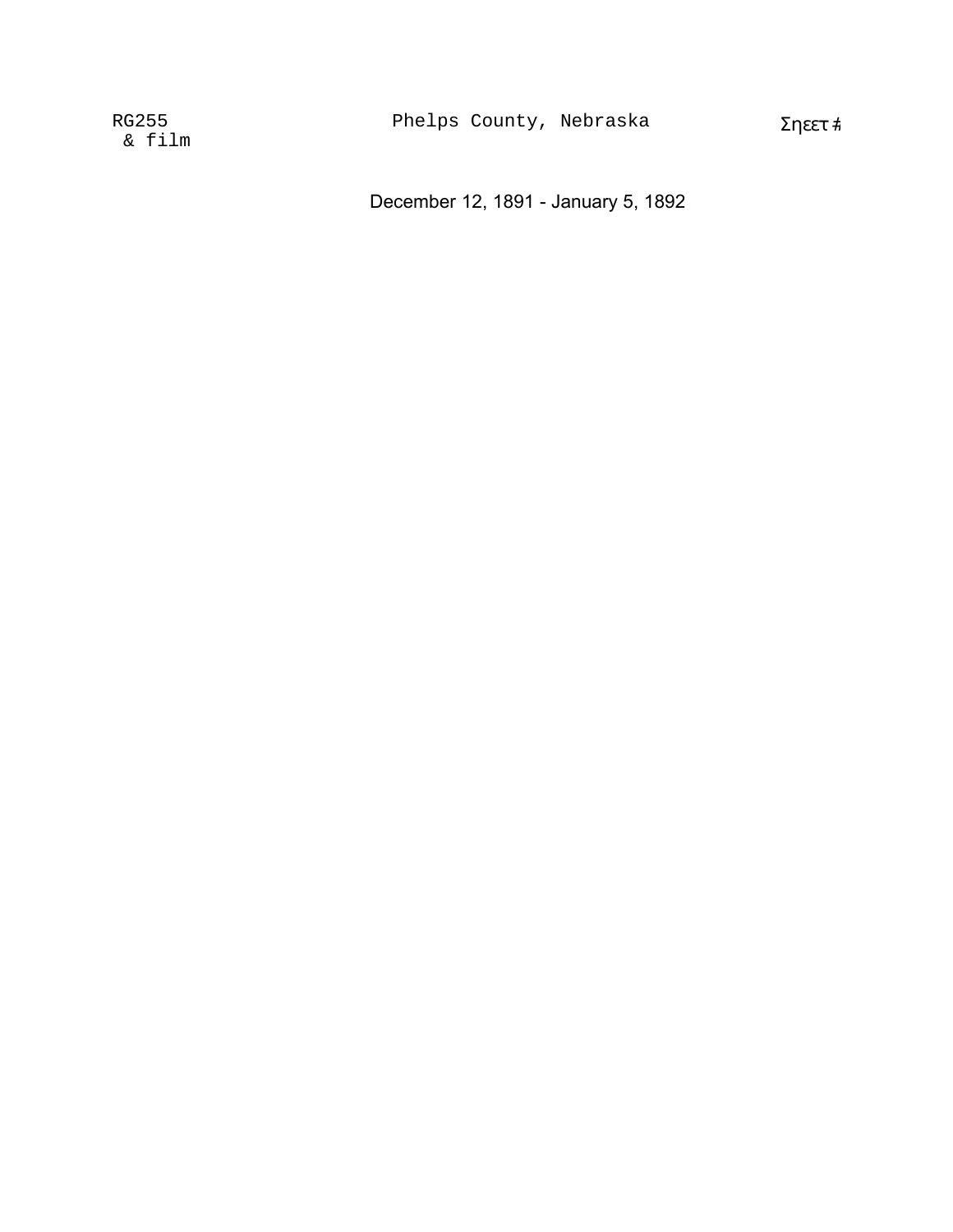RG255
& film

Phelps County, Nebraska

Σηεετ #

December 12, 1891 - January 5, 1892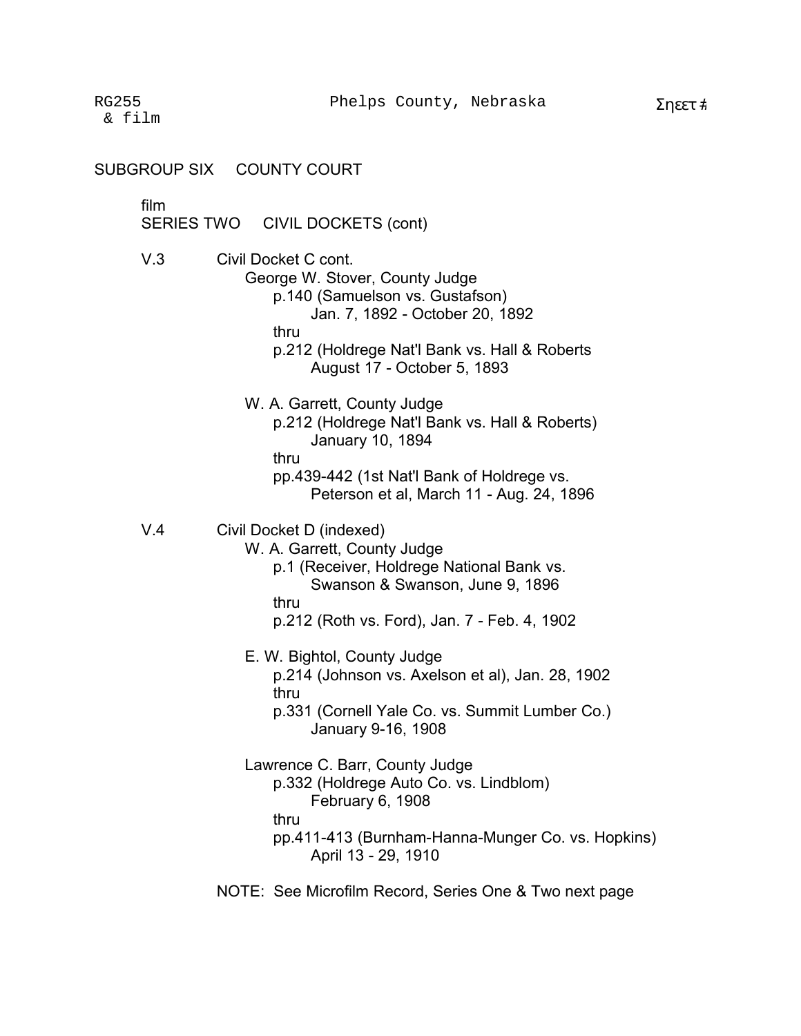RG255 & film — Phelps County, Nebraska

## SUBGROUP SIX COUNTY COURT

film
### SERIES TWO CIVIL DOCKETS (cont)

V.3 Civil Docket C cont.

George W. Stover, County Judge
- p.140 (Samuelson vs. Gustafson)
  Jan. 7, 1892 - October 20, 1892
- thru
- p.212 (Holdrege Nat'l Bank vs. Hall & Roberts
  August 17 - October 5, 1893

W. A. Garrett, County Judge
- p.212 (Holdrege Nat'l Bank vs. Hall & Roberts)
  January 10, 1894
- thru
- pp.439-442 (1st Nat'l Bank of Holdrege vs.
  Peterson et al, March 11 - Aug. 24, 1896

V.4 Civil Docket D (indexed)

W. A. Garrett, County Judge
- p.1 (Receiver, Holdrege National Bank vs.
  Swanson & Swanson, June 9, 1896
- thru
- p.212 (Roth vs. Ford), Jan. 7 - Feb. 4, 1902

E. W. Bightol, County Judge
- p.214 (Johnson vs. Axelson et al), Jan. 28, 1902
- thru
- p.331 (Cornell Yale Co. vs. Summit Lumber Co.)
  January 9-16, 1908

Lawrence C. Barr, County Judge
- p.332 (Holdrege Auto Co. vs. Lindblom)
  February 6, 1908
- thru
- pp.411-413 (Burnham-Hanna-Munger Co. vs. Hopkins)
  April 13 - 29, 1910

NOTE: See Microfilm Record, Series One & Two next page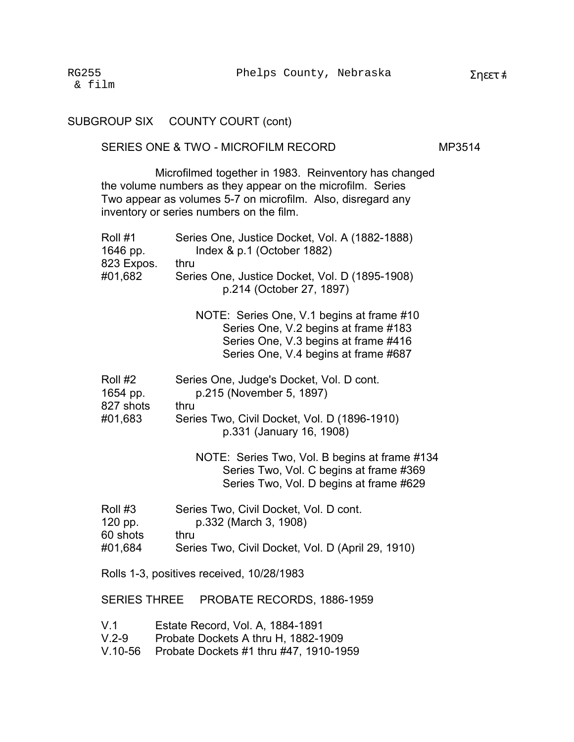SUBGROUP SIX COUNTY COURT (cont)

SERIES ONE & TWO - MICROFILM RECORD MP3514

Microfilmed together in 1983. Reinventory has changed the volume numbers as they appear on the microfilm. Series Two appear as volumes 5-7 on microfilm. Also, disregard any inventory or series numbers on the film.

Roll #1
1646 pp.
823 Expos.
#01,682

Series One, Justice Docket, Vol. A (1882-1888)
Index & p.1 (October 1882)
thru
Series One, Justice Docket, Vol. D (1895-1908)
p.214 (October 27, 1897)

NOTE: Series One, V.1 begins at frame #10
Series One, V.2 begins at frame #183
Series One, V.3 begins at frame #416
Series One, V.4 begins at frame #687

Roll #2
1654 pp.
827 shots
#01,683

Series One, Judge's Docket, Vol. D cont.
p.215 (November 5, 1897)
thru
Series Two, Civil Docket, Vol. D (1896-1910)
p.331 (January 16, 1908)

NOTE: Series Two, Vol. B begins at frame #134
Series Two, Vol. C begins at frame #369
Series Two, Vol. D begins at frame #629

Roll #3
120 pp.
60 shots
#01,684

Series Two, Civil Docket, Vol. D cont.
p.332 (March 3, 1908)
thru
Series Two, Civil Docket, Vol. D (April 29, 1910)

Rolls 1-3, positives received, 10/28/1983

SERIES THREE PROBATE RECORDS, 1886-1959

V.1 Estate Record, Vol. A, 1884-1891
V.2-9 Probate Dockets A thru H, 1882-1909
V.10-56 Probate Dockets #1 thru #47, 1910-1959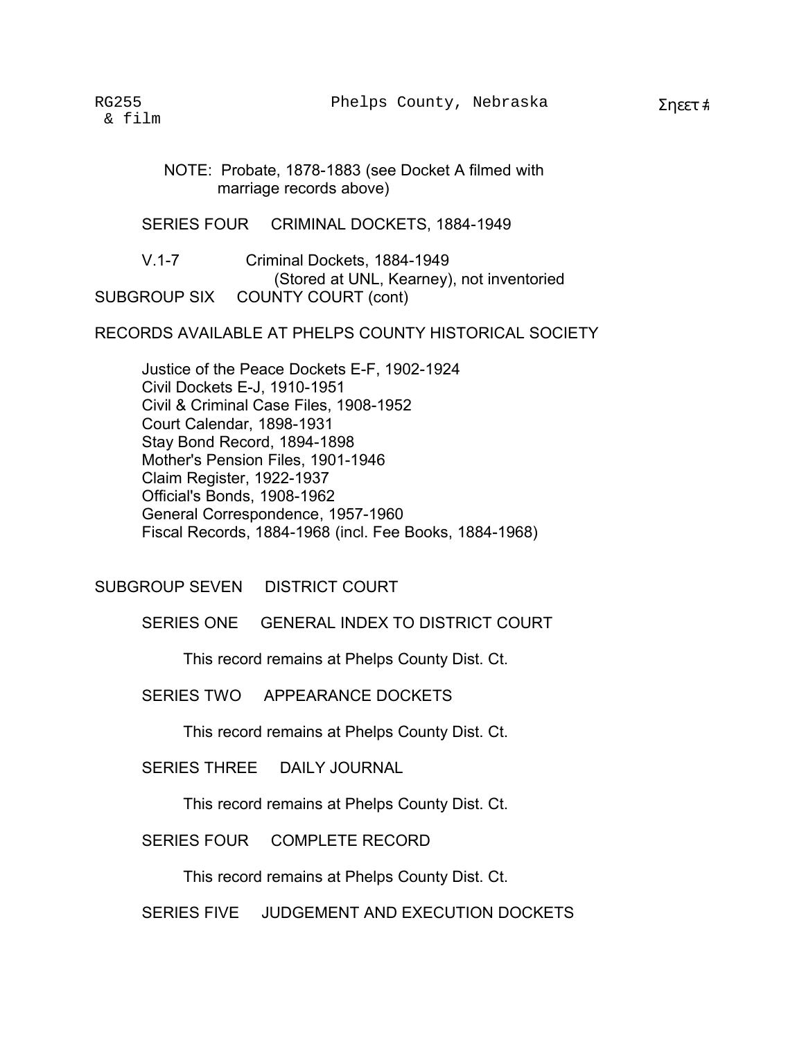NOTE: Probate, 1878-1883 (see Docket A filmed with marriage records above)

SERIES FOUR CRIMINAL DOCKETS, 1884-1949

V.1-7 Criminal Dockets, 1884-1949
(Stored at UNL, Kearney), not inventoried

SUBGROUP SIX COUNTY COURT (cont)

RECORDS AVAILABLE AT PHELPS COUNTY HISTORICAL SOCIETY

Justice of the Peace Dockets E-F, 1902-1924
Civil Dockets E-J, 1910-1951
Civil & Criminal Case Files, 1908-1952
Court Calendar, 1898-1931
Stay Bond Record, 1894-1898
Mother's Pension Files, 1901-1946
Claim Register, 1922-1937
Official's Bonds, 1908-1962
General Correspondence, 1957-1960
Fiscal Records, 1884-1968 (incl. Fee Books, 1884-1968)

## SUBGROUP SEVEN DISTRICT COURT

SERIES ONE GENERAL INDEX TO DISTRICT COURT

This record remains at Phelps County Dist. Ct.

SERIES TWO APPEARANCE DOCKETS

This record remains at Phelps County Dist. Ct.

SERIES THREE DAILY JOURNAL

This record remains at Phelps County Dist. Ct.

SERIES FOUR COMPLETE RECORD

This record remains at Phelps County Dist. Ct.

SERIES FIVE JUDGEMENT AND EXECUTION DOCKETS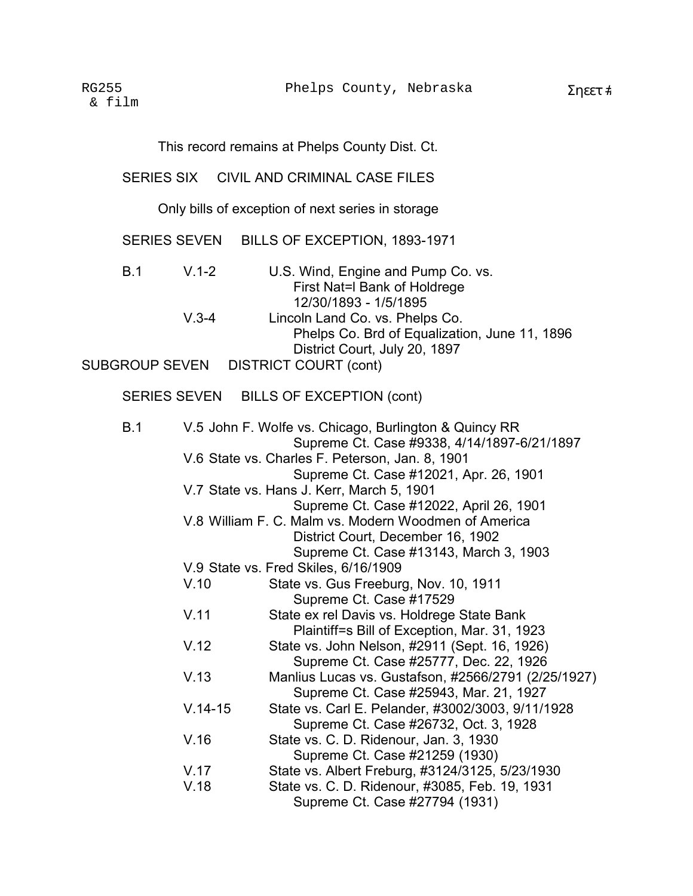This record remains at Phelps County Dist. Ct.

SERIES SIX CIVIL AND CRIMINAL CASE FILES

Only bills of exception of next series in storage

SERIES SEVEN BILLS OF EXCEPTION, 1893-1971

B.1 V.1-2 U.S. Wind, Engine and Pump Co. vs.
First Nat=l Bank of Holdrege
12/30/1893 - 1/5/1895

V.3-4 Lincoln Land Co. vs. Phelps Co.
Phelps Co. Brd of Equalization, June 11, 1896
District Court, July 20, 1897

SUBGROUP SEVEN DISTRICT COURT (cont)

SERIES SEVEN BILLS OF EXCEPTION (cont)

B.1 V.5 John F. Wolfe vs. Chicago, Burlington & Quincy RR
Supreme Ct. Case #9338, 4/14/1897-6/21/1897

V.6 State vs. Charles F. Peterson, Jan. 8, 1901
Supreme Ct. Case #12021, Apr. 26, 1901

V.7 State vs. Hans J. Kerr, March 5, 1901
Supreme Ct. Case #12022, April 26, 1901

V.8 William F. C. Malm vs. Modern Woodmen of America
District Court, December 16, 1902
Supreme Ct. Case #13143, March 3, 1903

V.9 State vs. Fred Skiles, 6/16/1909

V.10 State vs. Gus Freeburg, Nov. 10, 1911
Supreme Ct. Case #17529

V.11 State ex rel Davis vs. Holdrege State Bank
Plaintiff=s Bill of Exception, Mar. 31, 1923

V.12 State vs. John Nelson, #2911 (Sept. 16, 1926)
Supreme Ct. Case #25777, Dec. 22, 1926

V.13 Manlius Lucas vs. Gustafson, #2566/2791 (2/25/1927)
Supreme Ct. Case #25943, Mar. 21, 1927

V.14-15 State vs. Carl E. Pelander, #3002/3003, 9/11/1928
Supreme Ct. Case #26732, Oct. 3, 1928

V.16 State vs. C. D. Ridenour, Jan. 3, 1930
Supreme Ct. Case #21259 (1930)

V.17 State vs. Albert Freburg, #3124/3125, 5/23/1930

V.18 State vs. C. D. Ridenour, #3085, Feb. 19, 1931
Supreme Ct. Case #27794 (1931)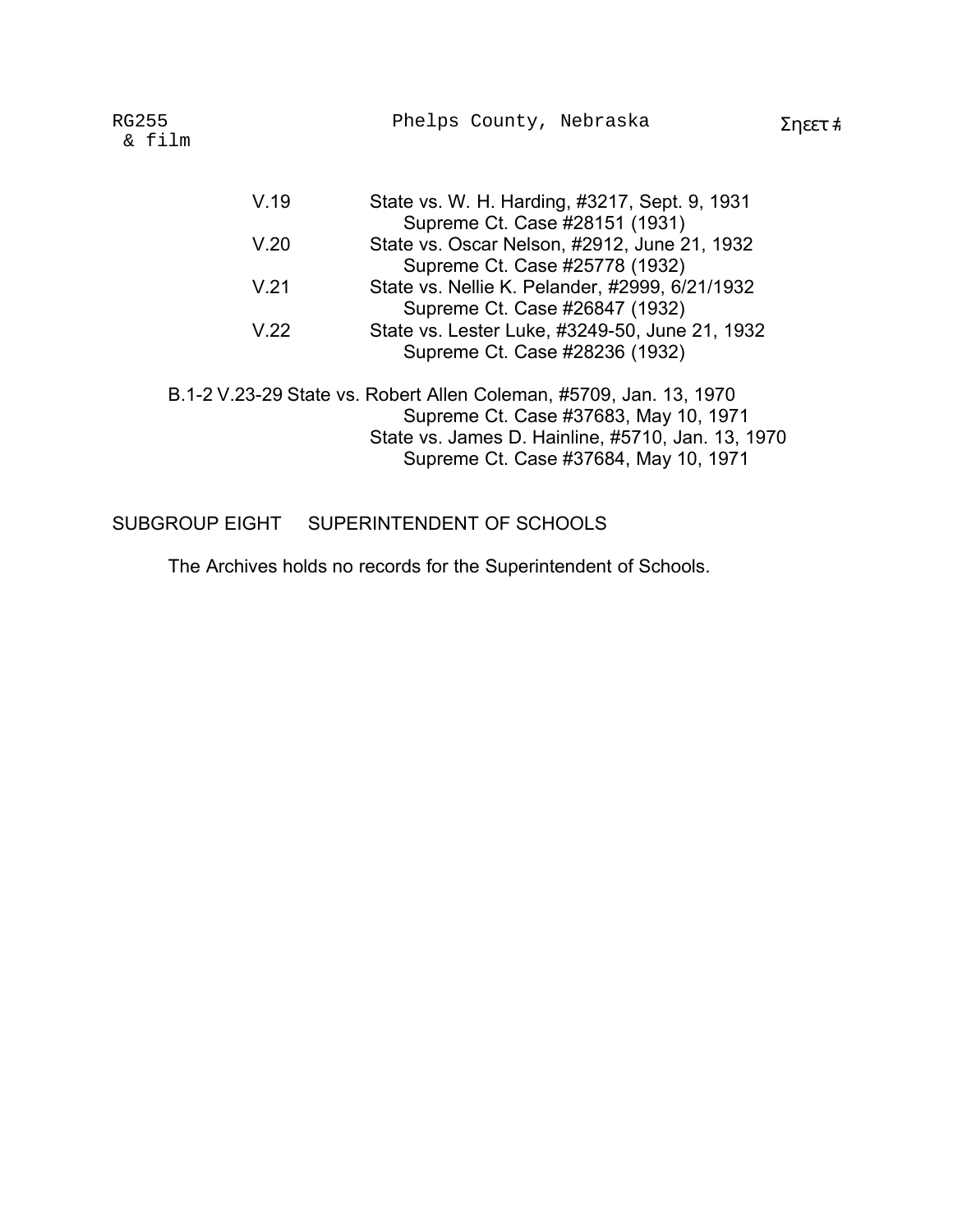V.19 State vs. W. H. Harding, #3217, Sept. 9, 1931
Supreme Ct. Case #28151 (1931)

V.20 State vs. Oscar Nelson, #2912, June 21, 1932
Supreme Ct. Case #25778 (1932)

V.21 State vs. Nellie K. Pelander, #2999, 6/21/1932
Supreme Ct. Case #26847 (1932)

V.22 State vs. Lester Luke, #3249-50, June 21, 1932
Supreme Ct. Case #28236 (1932)

B.1-2 V.23-29 State vs. Robert Allen Coleman, #5709, Jan. 13, 1970
Supreme Ct. Case #37683, May 10, 1971
State vs. James D. Hainline, #5710, Jan. 13, 1970
Supreme Ct. Case #37684, May 10, 1971

## SUBGROUP EIGHT SUPERINTENDENT OF SCHOOLS

The Archives holds no records for the Superintendent of Schools.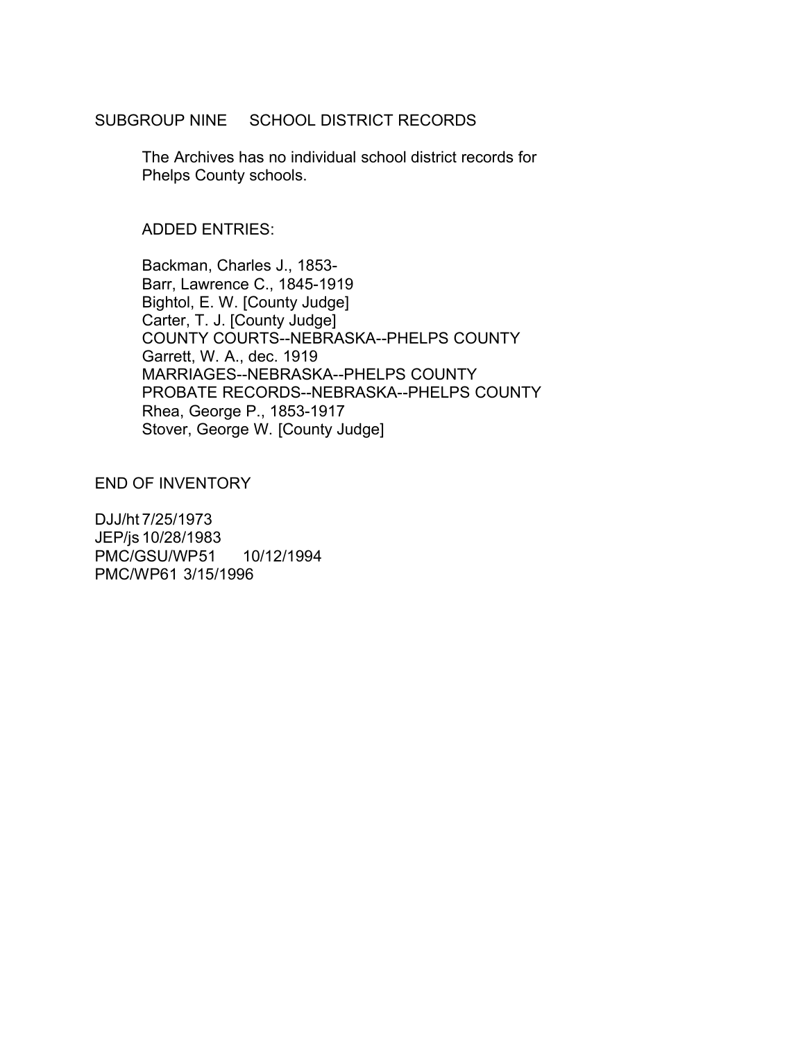## SUBGROUP NINE SCHOOL DISTRICT RECORDS

The Archives has no individual school district records for Phelps County schools.

ADDED ENTRIES:

Backman, Charles J., 1853-
Barr, Lawrence C., 1845-1919
Bightol, E. W. [County Judge]
Carter, T. J. [County Judge]
COUNTY COURTS--NEBRASKA--PHELPS COUNTY
Garrett, W. A., dec. 1919
MARRIAGES--NEBRASKA--PHELPS COUNTY
PROBATE RECORDS--NEBRASKA--PHELPS COUNTY
Rhea, George P., 1853-1917
Stover, George W. [County Judge]

END OF INVENTORY

DJJ/ht 7/25/1973
JEP/js 10/28/1983
PMC/GSU/WP51 10/12/1994
PMC/WP61 3/15/1996